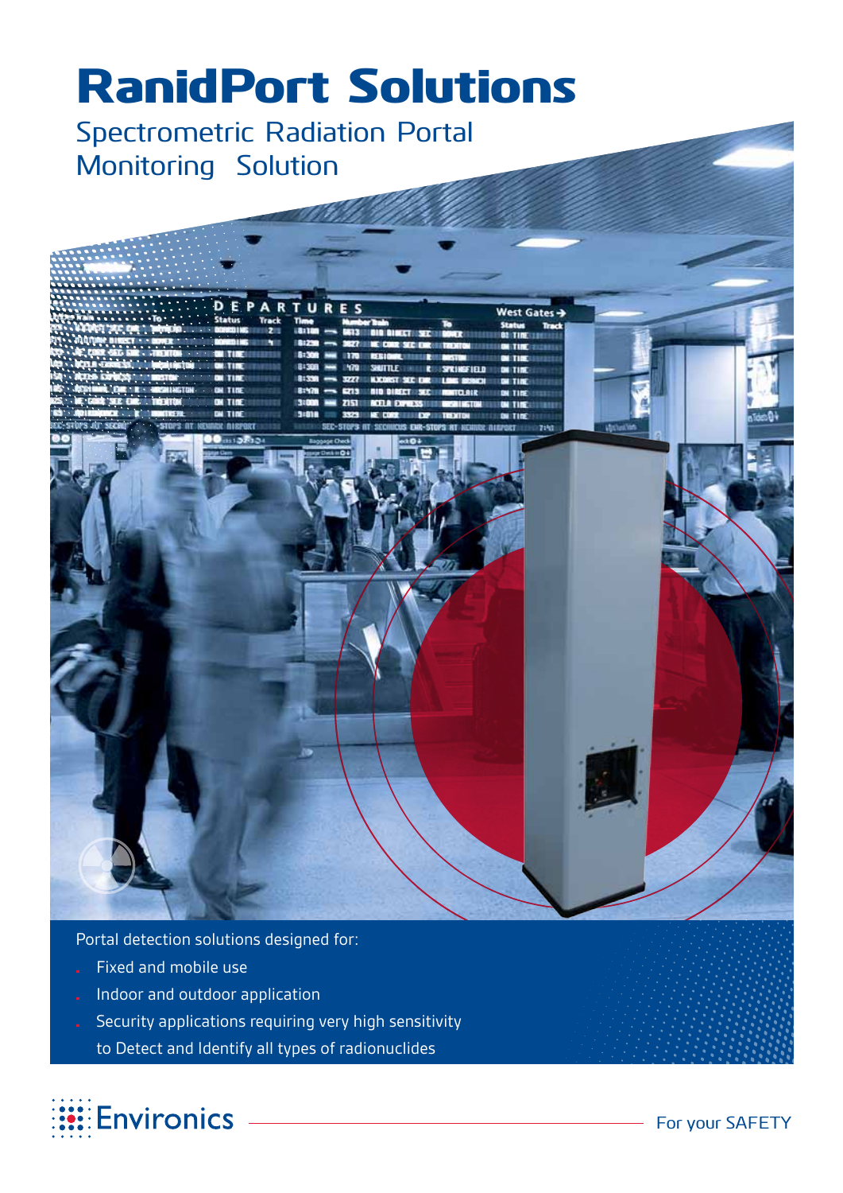# RanidPort Solutions

## Spectrometric Radiation Portal Monitoring Solution

Portal detection solutions designed for:

- Fixed and mobile use
- Indoor and outdoor application
- Security applications requiring very high sensitivity to Detect and Identify all types of radionuclides

Environics

For your SAFETY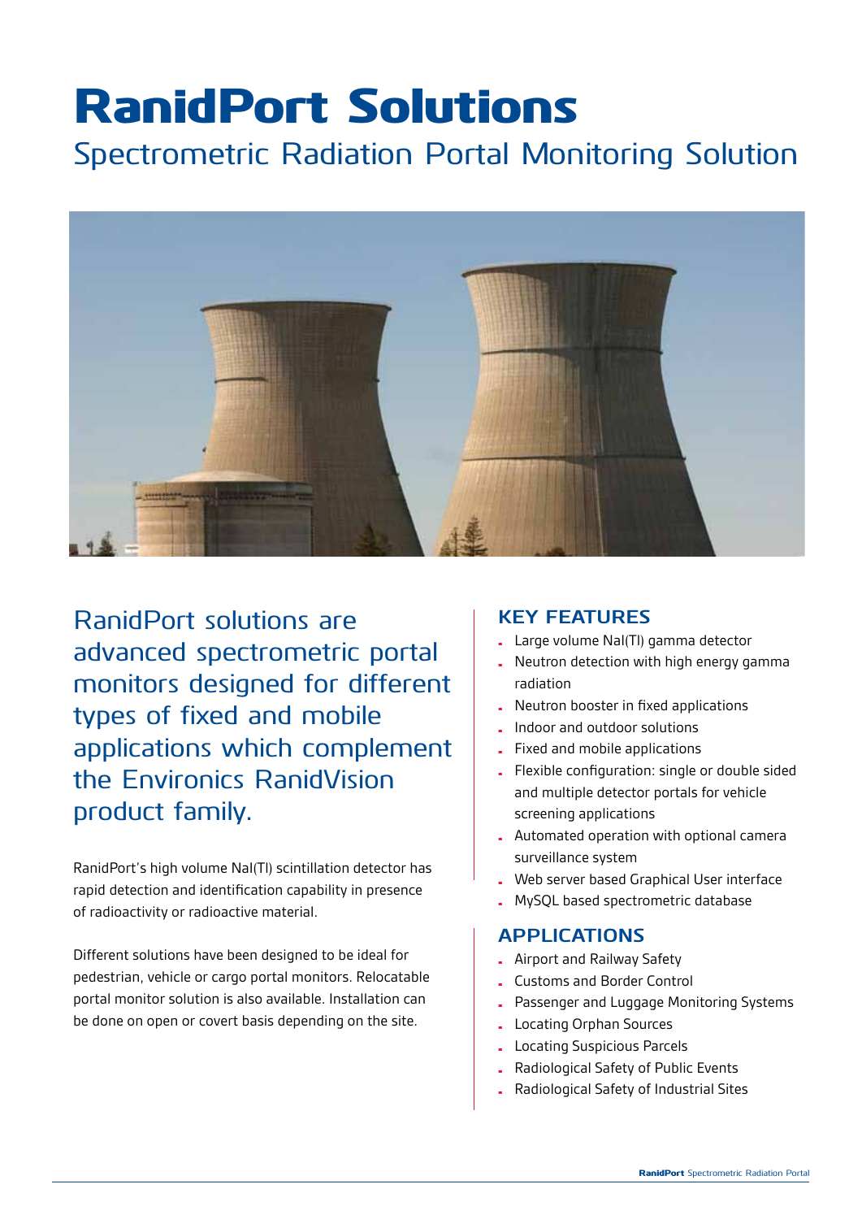# RandidPort Solutions

## Spectrometric Radiation Portal Monitoring Solution

RanidPort solutions are advanced spectrometric portal monitors designed for different types of fixed and mobile applications which complement the Environics RanidVision product family.

RanidPort's high volume NaI(Tl) scintillation detector has rapid detection and identification capability in presence of radioactivity or radioactive material.

Different solutions have been designed to be ideal for pedestrian, vehicle or cargo portal monitors. Relocatable portal monitor solution is also available. Installation can be done on open or covert basis depending on the site.

### KEY FEATURES

- Large volume NaI(Tl) gamma detector
- Neutron detection with high energy gamma radiation
- Neutron booster in fixed applications
- Indoor and outdoor solutions
- Fixed and mobile applications
- Flexible configuration: single or double sided and multiple detector portals for vehicle screening applications
- Automated operation with optional camera surveillance system
- Web server based Graphical User interface
- MySQL based spectrometric database

### APPLICATIONS

- Airport and Railway Safety
- Customs and Border Control
- Passenger and Luggage Monitoring Systems
- Locating Orphan Sources
- Locating Suspicious Parcels
- Radiological Safety of Public Events
- Radiological Safety of Industrial Sites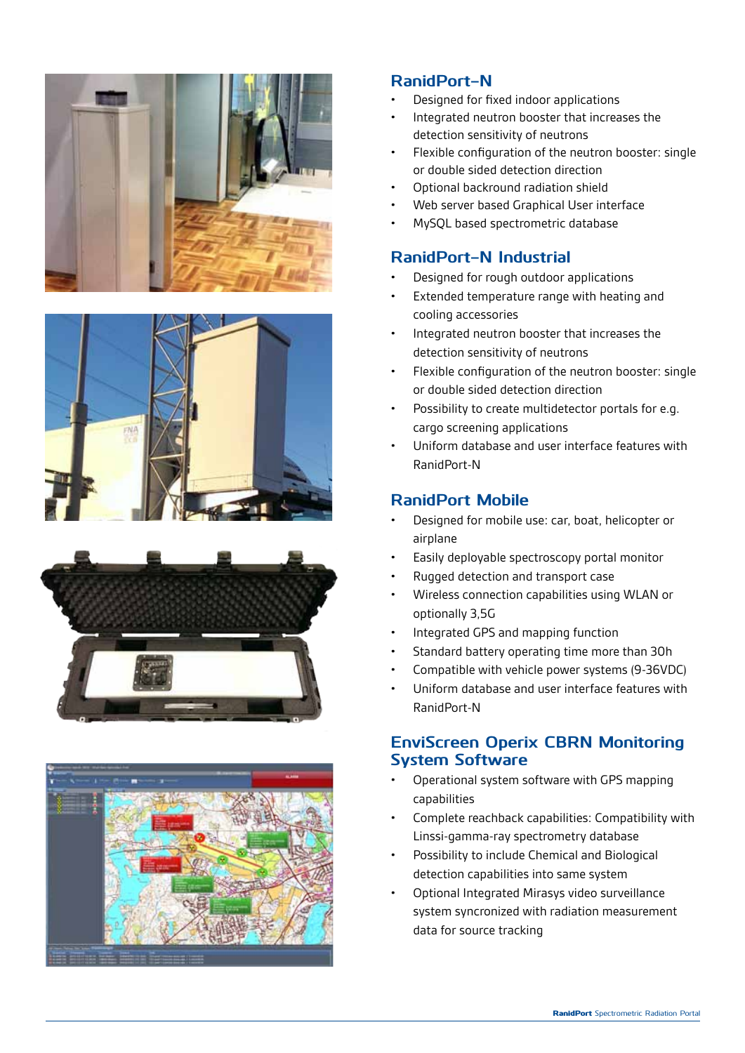## RanidPort-N

- Designed for fixed indoor applications
- Integrated neutron booster that increases the detection sensitivity of neutrons
- Flexible configuration of the neutron booster: single or double sided detection direction
- Optional backround radiation shield
- Web server based Graphical User interface
- MySQL based spectrometric database

## RanidPort-N Industrial

- Designed for rough outdoor applications
- Extended temperature range with heating and cooling accessories
- Integrated neutron booster that increases the detection sensitivity of neutrons
- Flexible configuration of the neutron booster: single or double sided detection direction
- Possibility to create multidetector portals for e.g. cargo screening applications
- Uniform database and user interface features with RanidPort-N

## RanidPort Mobile

- Designed for mobile use: car, boat, helicopter or airplane
- Easily deployable spectroscopy portal monitor
- Rugged detection and transport case
- Wireless connection capabilities using WLAN or optionally 3,5G
- Integrated GPS and mapping function
- Standard battery operating time more than 30h
- Compatible with vehicle power systems (9-36VDC)
- Uniform database and user interface features with RanidPort-N

## EnviScreen Operix CBRN Monitoring System Software

- Operational system software with GPS mapping capabilities
- Complete reachback capabilities: Compatibility with Linssi-gamma-ray spectrometry database
- Possibility to include Chemical and Biological detection capabilities into same system
- Optional Integrated Mirasys video surveillance system syncronized with radiation measurement data for source tracking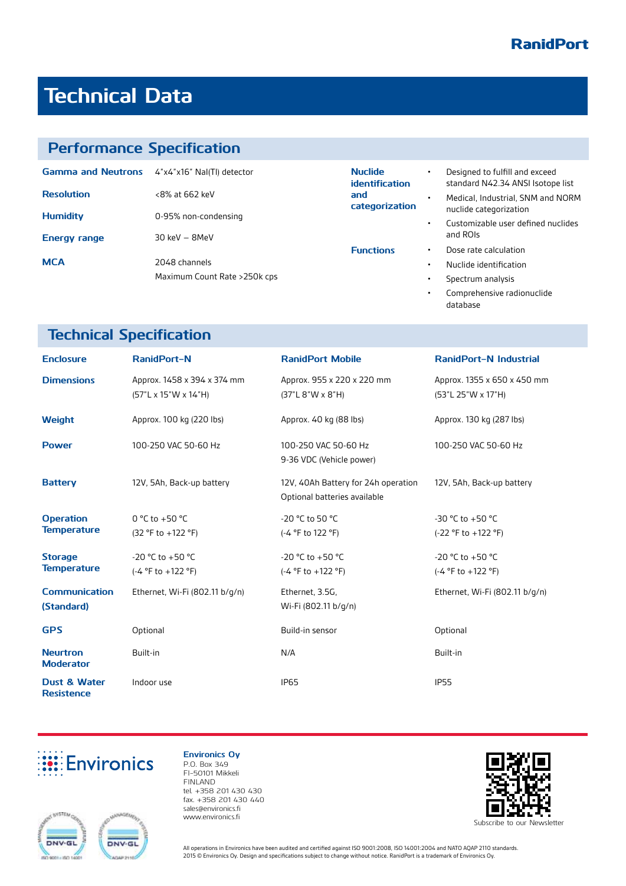RandidPort

# Technical Data

## Performance Specification

| | |
|---|---|
| **Gamma and Neutrons** | 4"x4"x16" NaI(Tl) detector |
| **Resolution** | <8% at 662 keV |
| **Humidity** | 0-95% non-condensing |
| **Energy range** | 30 keV – 8MeV |
| **MCA** | 2048 channels<br>Maximum Count Rate >250k cps |

**Nuclide identification and categorization**

- Designed to fulfill and exceed standard N42.34 ANSI Isotope list
- Medical, Industrial, SNM and NORM nuclide categorization
- Customizable user defined nuclides and ROIs

**Functions**

- Dose rate calculation
- Nuclide identification
- Spectrum analysis
- Comprehensive radionuclide database

## Technical Specification

| **Enclosure** | **RanidPort-N** | **RanidPort Mobile** | **RanidPort-N Industrial** |
|---|---|---|---|
| **Dimensions** | Approx. 1458 x 394 x 374 mm<br>(57"L x 15"W x 14"H) | Approx. 955 x 220 x 220 mm<br>(37"L 8"W x 8"H) | Approx. 1355 x 650 x 450 mm<br>(53"L 25"W x 17"H) |
| **Weight** | Approx. 100 kg (220 lbs) | Approx. 40 kg (88 lbs) | Approx. 130 kg (287 lbs) |
| **Power** | 100-250 VAC 50-60 Hz | 100-250 VAC 50-60 Hz<br>9-36 VDC (Vehicle power) | 100-250 VAC 50-60 Hz |
| **Battery** | 12V, 5Ah, Back-up battery | 12V, 40Ah Battery for 24h operation<br>Optional batteries available | 12V, 5Ah, Back-up battery |
| **Operation Temperature** | 0 °C to +50 °C<br>(32 °F to +122 °F) | -20 °C to 50 °C<br>(-4 °F to 122 °F) | -30 °C to +50 °C<br>(-22 °F to +122 °F) |
| **Storage Temperature** | -20 °C to +50 °C<br>(-4 °F to +122 °F) | -20 °C to +50 °C<br>(-4 °F to +122 °F) | -20 °C to +50 °C<br>(-4 °F to +122 °F) |
| **Communication (Standard)** | Ethernet, Wi-Fi (802.11 b/g/n) | Ethernet, 3.5G,<br>Wi-Fi (802.11 b/g/n) | Ethernet, Wi-Fi (802.11 b/g/n) |
| **GPS** | Optional | Build-in sensor | Optional |
| **Neurtron Moderator** | Built-in | N/A | Built-in |
| **Dust & Water Resistence** | Indoor use | IP65 | IP55 |

Environics

**Environics Oy**
P.O. Box 349
FI-50101 Mikkeli
FINLAND
tel. +358 201 430 430
fax. +358 201 430 440
sales@environics.fi
www.environics.fi

Subscribe to our Newsletter

All operations in Environics have been audited and certified against ISO 9001:2008, ISO 14001:2004 and NATO AQAP 2110 standards.
2015 © Environics Oy. Design and specifications subject to change without notice. RanidPort is a trademark of Environics Oy.